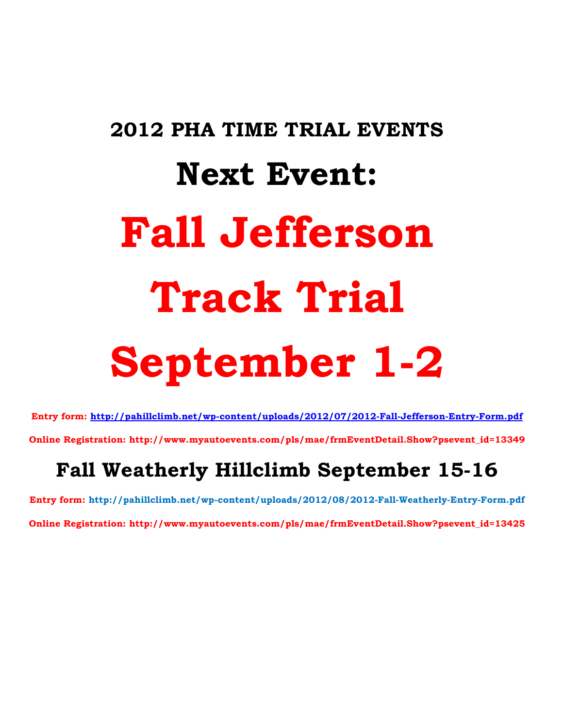## 2012 PHA TIME TRIAL EVENTS

# Next Event:

# Fall Jefferson Track Trial September 1-2

**Entry form: http://pahillclimb.net/wp-content/uploads/2012/07/2012-Fall-Jefferson-Entry-Form.pdf**

**Online Registration: http://www.myautoevents.com/pls/mae/frmEventDetail.Show?psevent_id=13349**

## Fall Weatherly Hillclimb September 15-16

**Entry form: http://pahillclimb.net/wp-content/uploads/2012/08/2012-Fall-Weatherly-Entry-Form.pdf**

**Online Registration: http://www.myautoevents.com/pls/mae/frmEventDetail.Show?psevent_id=13425**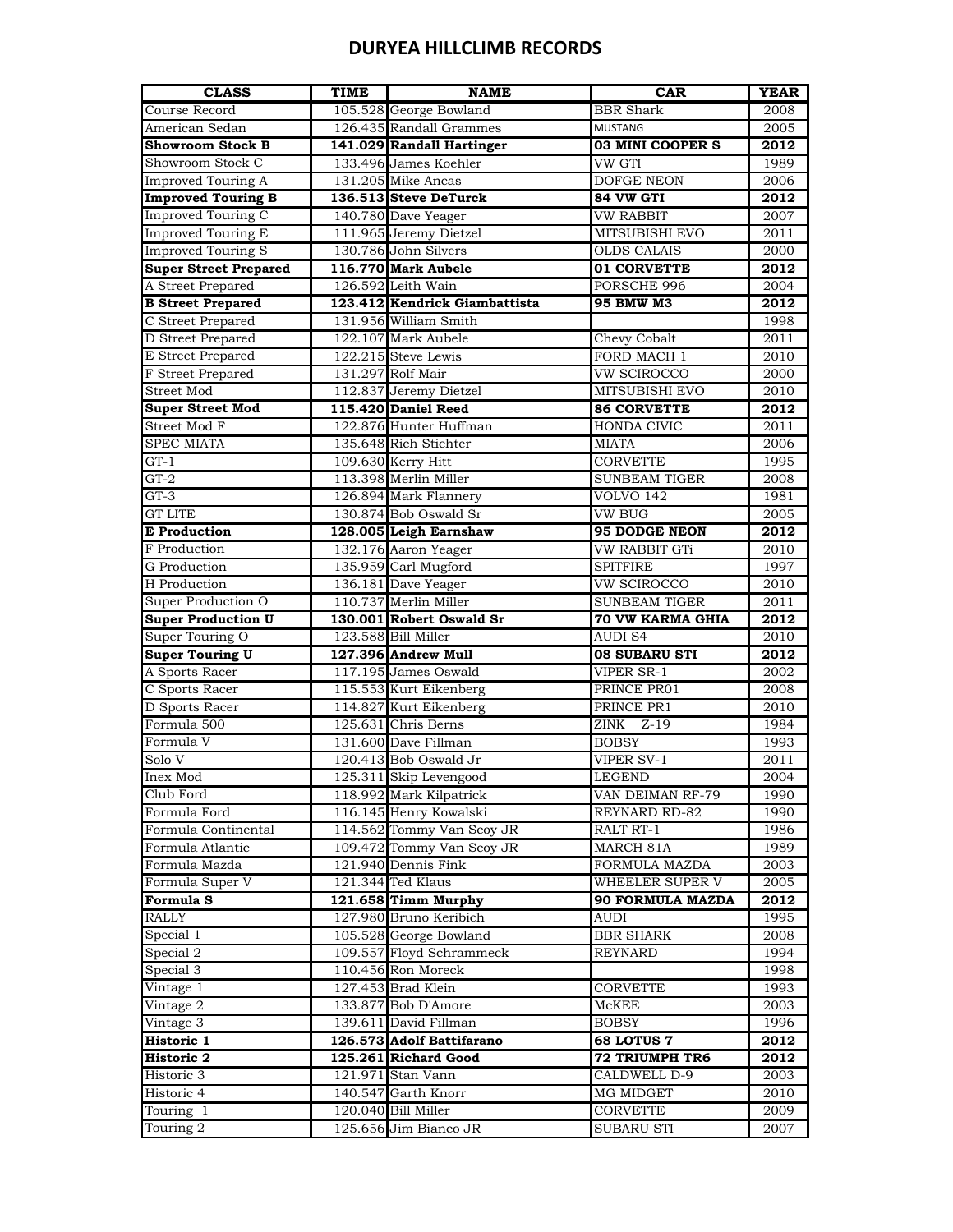# DURYEA HILLCLIMB RECORDS

| CLASS | TIME | NAME | CAR | YEAR |
|---|---|---|---|---|
| Course Record | 105.528 | George Bowland | BBR Shark | 2008 |
| American Sedan | 126.435 | Randall Grammes | MUSTANG | 2005 |
| **Showroom Stock B** | **141.029** | **Randall Hartinger** | **03 MINI COOPER S** | **2012** |
| Showroom Stock C | 133.496 | James Koehler | VW GTI | 1989 |
| Improved Touring A | 131.205 | Mike Ancas | DOFGE NEON | 2006 |
| **Improved Touring B** | **136.513** | **Steve DeTurck** | **84 VW GTI** | **2012** |
| Improved Touring C | 140.780 | Dave Yeager | VW RABBIT | 2007 |
| Improved Touring E | 111.965 | Jeremy Dietzel | MITSUBISHI EVO | 2011 |
| Improved Touring S | 130.786 | John Silvers | OLDS CALAIS | 2000 |
| **Super Street Prepared** | **116.770** | **Mark Aubele** | **01 CORVETTE** | **2012** |
| A Street Prepared | 126.592 | Leith Wain | PORSCHE 996 | 2004 |
| **B Street Prepared** | **123.412** | **Kendrick Giambattista** | **95 BMW M3** | **2012** |
| C Street Prepared | 131.956 | William Smith | | 1998 |
| D Street Prepared | 122.107 | Mark Aubele | Chevy Cobalt | 2011 |
| E Street Prepared | 122.215 | Steve Lewis | FORD MACH 1 | 2010 |
| F Street Prepared | 131.297 | Rolf Mair | VW SCIROCCO | 2000 |
| Street Mod | 112.837 | Jeremy Dietzel | MITSUBISHI EVO | 2010 |
| **Super Street Mod** | **115.420** | **Daniel Reed** | **86 CORVETTE** | **2012** |
| Street Mod F | 122.876 | Hunter Huffman | HONDA CIVIC | 2011 |
| SPEC MIATA | 135.648 | Rich Stichter | MIATA | 2006 |
| GT-1 | 109.630 | Kerry Hitt | CORVETTE | 1995 |
| GT-2 | 113.398 | Merlin Miller | SUNBEAM TIGER | 2008 |
| GT-3 | 126.894 | Mark Flannery | VOLVO 142 | 1981 |
| GT LITE | 130.874 | Bob Oswald Sr | VW BUG | 2005 |
| **E Production** | **128.005** | **Leigh Earnshaw** | **95 DODGE NEON** | **2012** |
| F Production | 132.176 | Aaron Yeager | VW RABBIT GTi | 2010 |
| G Production | 135.959 | Carl Mugford | SPITFIRE | 1997 |
| H Production | 136.181 | Dave Yeager | VW SCIROCCO | 2010 |
| Super Production O | 110.737 | Merlin Miller | SUNBEAM TIGER | 2011 |
| **Super Production U** | **130.001** | **Robert Oswald Sr** | **70 VW KARMA GHIA** | **2012** |
| Super Touring O | 123.588 | Bill Miller | AUDI S4 | 2010 |
| **Super Touring U** | **127.396** | **Andrew Mull** | **08 SUBARU STI** | **2012** |
| A Sports Racer | 117.195 | James Oswald | VIPER SR-1 | 2002 |
| C Sports Racer | 115.553 | Kurt Eikenberg | PRINCE PR01 | 2008 |
| D Sports Racer | 114.827 | Kurt Eikenberg | PRINCE PR1 | 2010 |
| Formula 500 | 125.631 | Chris Berns | ZINK Z-19 | 1984 |
| Formula V | 131.600 | Dave Fillman | BOBSY | 1993 |
| Solo V | 120.413 | Bob Oswald Jr | VIPER SV-1 | 2011 |
| Inex Mod | 125.311 | Skip Levengood | LEGEND | 2004 |
| Club Ford | 118.992 | Mark Kilpatrick | VAN DEIMAN RF-79 | 1990 |
| Formula Ford | 116.145 | Henry Kowalski | REYNARD RD-82 | 1990 |
| Formula Continental | 114.562 | Tommy Van Scoy JR | RALT RT-1 | 1986 |
| Formula Atlantic | 109.472 | Tommy Van Scoy JR | MARCH 81A | 1989 |
| Formula Mazda | 121.940 | Dennis Fink | FORMULA MAZDA | 2003 |
| Formula Super V | 121.344 | Ted Klaus | WHEELER SUPER V | 2005 |
| **Formula S** | **121.658** | **Timm Murphy** | **90 FORMULA MAZDA** | **2012** |
| RALLY | 127.980 | Bruno Keribich | AUDI | 1995 |
| Special 1 | 105.528 | George Bowland | BBR SHARK | 2008 |
| Special 2 | 109.557 | Floyd Schrammeck | REYNARD | 1994 |
| Special 3 | 110.456 | Ron Moreck | | 1998 |
| Vintage 1 | 127.453 | Brad Klein | CORVETTE | 1993 |
| Vintage 2 | 133.877 | Bob D'Amore | McKEE | 2003 |
| Vintage 3 | 139.611 | David Fillman | BOBSY | 1996 |
| **Historic 1** | **126.573** | **Adolf Battifarano** | **68 LOTUS 7** | **2012** |
| **Historic 2** | **125.261** | **Richard Good** | **72 TRIUMPH TR6** | **2012** |
| Historic 3 | 121.971 | Stan Vann | CALDWELL D-9 | 2003 |
| Historic 4 | 140.547 | Garth Knorr | MG MIDGET | 2010 |
| Touring 1 | 120.040 | Bill Miller | CORVETTE | 2009 |
| Touring 2 | 125.656 | Jim Bianco JR | SUBARU STI | 2007 |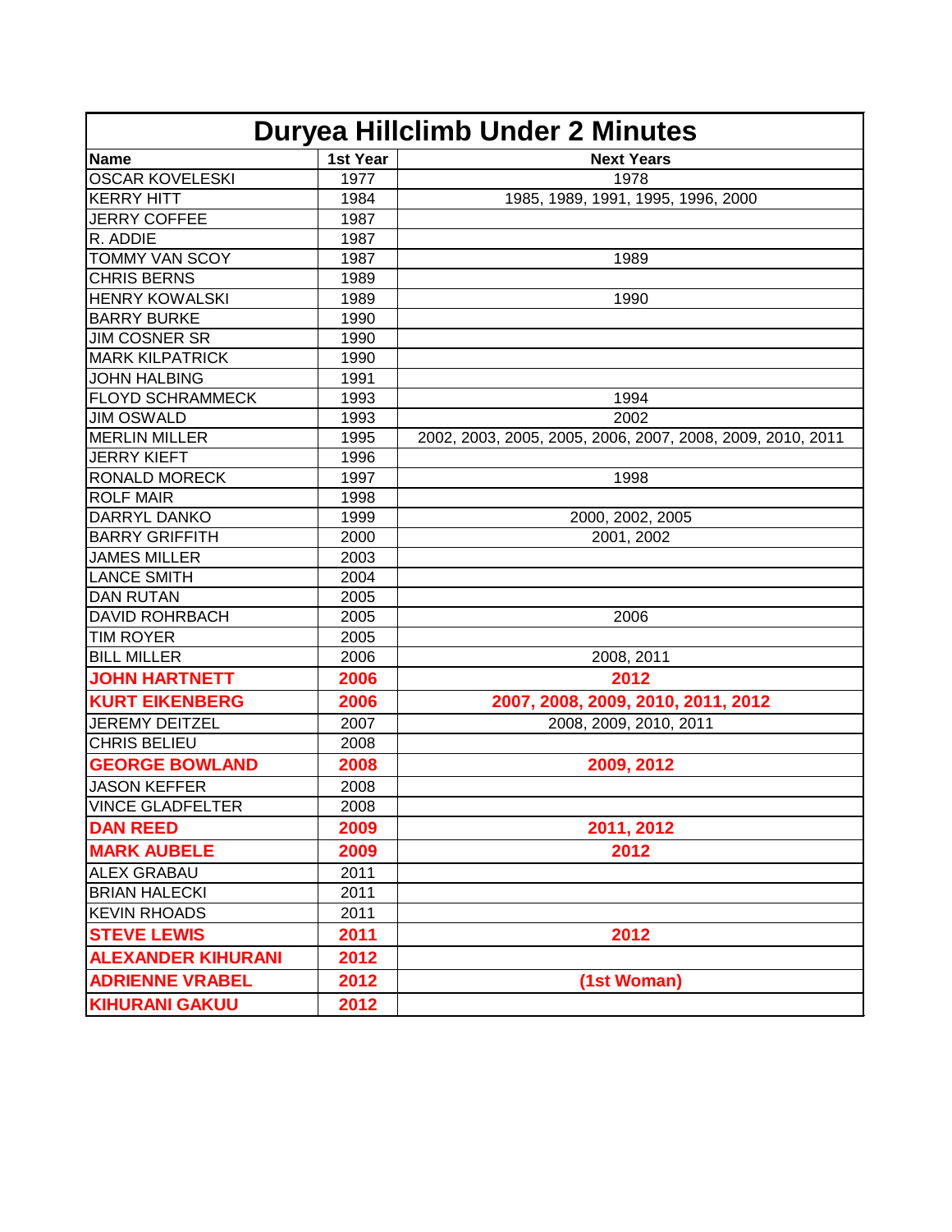| Duryea Hillclimb Under 2 Minutes | | |
|---|---|---|
| **Name** | **1st Year** | **Next Years** |
| OSCAR KOVELESKI | 1977 | 1978 |
| KERRY HITT | 1984 | 1985, 1989, 1991, 1995, 1996, 2000 |
| JERRY COFFEE | 1987 | |
| R. ADDIE | 1987 | |
| TOMMY VAN SCOY | 1987 | 1989 |
| CHRIS BERNS | 1989 | |
| HENRY KOWALSKI | 1989 | 1990 |
| BARRY BURKE | 1990 | |
| JIM COSNER SR | 1990 | |
| MARK KILPATRICK | 1990 | |
| JOHN HALBING | 1991 | |
| FLOYD SCHRAMMECK | 1993 | 1994 |
| JIM OSWALD | 1993 | 2002 |
| MERLIN MILLER | 1995 | 2002, 2003, 2005, 2005, 2006, 2007, 2008, 2009, 2010, 2011 |
| JERRY KIEFT | 1996 | |
| RONALD MORECK | 1997 | 1998 |
| ROLF MAIR | 1998 | |
| DARRYL DANKO | 1999 | 2000, 2002, 2005 |
| BARRY GRIFFITH | 2000 | 2001, 2002 |
| JAMES MILLER | 2003 | |
| LANCE SMITH | 2004 | |
| DAN RUTAN | 2005 | |
| DAVID ROHRBACH | 2005 | 2006 |
| TIM ROYER | 2005 | |
| BILL MILLER | 2006 | 2008, 2011 |
| **JOHN HARTNETT** | **2006** | **2012** |
| **KURT EIKENBERG** | **2006** | **2007, 2008, 2009, 2010, 2011, 2012** |
| JEREMY DEITZEL | 2007 | 2008, 2009, 2010, 2011 |
| CHRIS BELIEU | 2008 | |
| **GEORGE BOWLAND** | **2008** | **2009, 2012** |
| JASON KEFFER | 2008 | |
| VINCE GLADFELTER | 2008 | |
| **DAN REED** | **2009** | **2011, 2012** |
| **MARK AUBELE** | **2009** | **2012** |
| ALEX GRABAU | 2011 | |
| BRIAN HALECKI | 2011 | |
| KEVIN RHOADS | 2011 | |
| **STEVE LEWIS** | **2011** | **2012** |
| **ALEXANDER KIHURANI** | **2012** | |
| **ADRIENNE VRABEL** | **2012** | **(1st Woman)** |
| **KIHURANI GAKUU** | **2012** | |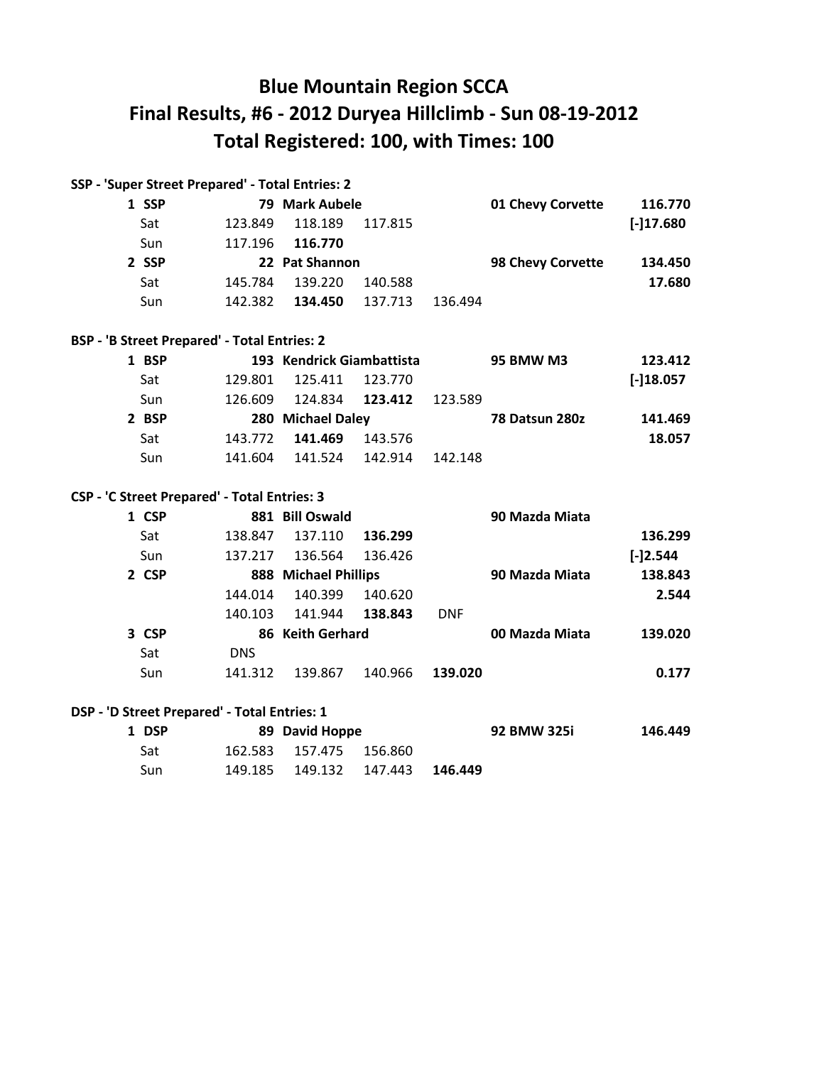# Blue Mountain Region SCCA
# Final Results, #6 - 2012 Duryea Hillclimb - Sun 08-19-2012
# Total Registered: 100, with Times: 100

**SSP - 'Super Street Prepared' - Total Entries: 2**

| | | | | | | | |
|---|---|---|---|---|---|---|---|
| **1 SSP** | | **79 Mark Aubele** | | | | **01 Chevy Corvette** | **116.770** |
| Sat | 123.849 | 118.189 | 117.815 | | | | **[-]17.680** |
| Sun | 117.196 | **116.770** | | | | | |
| **2 SSP** | | **22 Pat Shannon** | | | | **98 Chevy Corvette** | **134.450** |
| Sat | 145.784 | 139.220 | 140.588 | | | | **17.680** |
| Sun | 142.382 | **134.450** | 137.713 | 136.494 | | | |

**BSP - 'B Street Prepared' - Total Entries: 2**

| | | | | | | | |
|---|---|---|---|---|---|---|---|
| **1 BSP** | | **193 Kendrick Giambattista** | | | | **95 BMW M3** | **123.412** |
| Sat | 129.801 | 125.411 | 123.770 | | | | **[-]18.057** |
| Sun | 126.609 | 124.834 | **123.412** | 123.589 | | | |
| **2 BSP** | | **280 Michael Daley** | | | | **78 Datsun 280z** | **141.469** |
| Sat | 143.772 | **141.469** | 143.576 | | | | **18.057** |
| Sun | 141.604 | 141.524 | 142.914 | 142.148 | | | |

**CSP - 'C Street Prepared' - Total Entries: 3**

| | | | | | | | |
|---|---|---|---|---|---|---|---|
| **1 CSP** | | **881 Bill Oswald** | | | | **90 Mazda Miata** | |
| Sat | 138.847 | 137.110 | **136.299** | | | | **136.299** |
| Sun | 137.217 | 136.564 | 136.426 | | | | **[-]2.544** |
| **2 CSP** | | **888 Michael Phillips** | | | | **90 Mazda Miata** | **138.843** |
| | 144.014 | 140.399 | 140.620 | | | | **2.544** |
| | 140.103 | 141.944 | **138.843** | DNF | | | |
| **3 CSP** | | **86 Keith Gerhard** | | | | **00 Mazda Miata** | **139.020** |
| Sat | DNS | | | | | | |
| Sun | 141.312 | 139.867 | 140.966 | **139.020** | | | **0.177** |

**DSP - 'D Street Prepared' - Total Entries: 1**

| | | | | | | | |
|---|---|---|---|---|---|---|---|
| **1 DSP** | | **89 David Hoppe** | | | | **92 BMW 325i** | **146.449** |
| Sat | 162.583 | 157.475 | 156.860 | | | | |
| Sun | 149.185 | 149.132 | 147.443 | **146.449** | | | |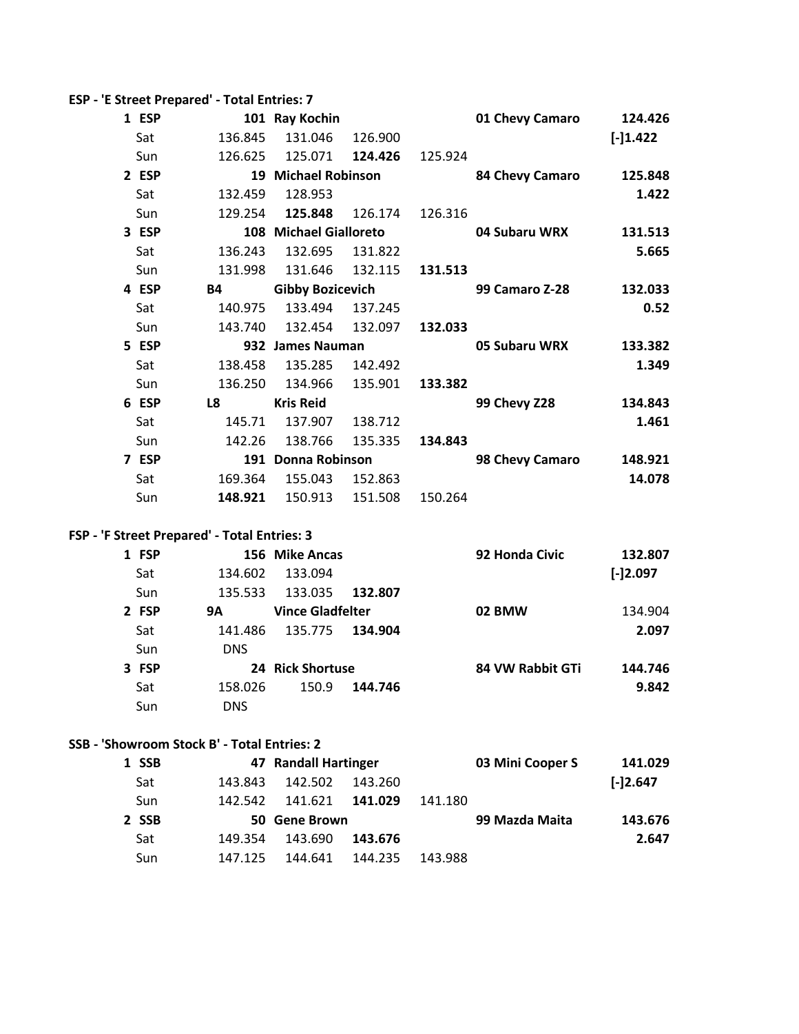**ESP - 'E Street Prepared' - Total Entries: 7**

| | | | | | | | |
|---|---|---|---|---|---|---|---|
| 1 ESP | 101 | Ray Kochin | | | | 01 Chevy Camaro | 124.426 |
| Sat | 136.845 | 131.046 | 126.900 | | | | [-]1.422 |
| Sun | 126.625 | 125.071 | **124.426** | 125.924 | | | |
| 2 ESP | 19 | Michael Robinson | | | | 84 Chevy Camaro | 125.848 |
| Sat | 132.459 | 128.953 | | | | | 1.422 |
| Sun | 129.254 | **125.848** | 126.174 | 126.316 | | | |
| 3 ESP | 108 | Michael Gialloreto | | | | 04 Subaru WRX | 131.513 |
| Sat | 136.243 | 132.695 | 131.822 | | | | 5.665 |
| Sun | 131.998 | 131.646 | 132.115 | **131.513** | | | |
| 4 ESP | B4 | Gibby Bozicevich | | | | 99 Camaro Z-28 | 132.033 |
| Sat | 140.975 | 133.494 | 137.245 | | | | 0.52 |
| Sun | 143.740 | 132.454 | 132.097 | **132.033** | | | |
| 5 ESP | 932 | James Nauman | | | | 05 Subaru WRX | 133.382 |
| Sat | 138.458 | 135.285 | 142.492 | | | | 1.349 |
| Sun | 136.250 | 134.966 | 135.901 | **133.382** | | | |
| 6 ESP | L8 | Kris Reid | | | | 99 Chevy Z28 | 134.843 |
| Sat | 145.71 | 137.907 | 138.712 | | | | 1.461 |
| Sun | 142.26 | 138.766 | 135.335 | **134.843** | | | |
| 7 ESP | 191 | Donna Robinson | | | | 98 Chevy Camaro | 148.921 |
| Sat | 169.364 | 155.043 | 152.863 | | | | 14.078 |
| Sun | **148.921** | 150.913 | 151.508 | 150.264 | | | |

**FSP - 'F Street Prepared' - Total Entries: 3**

| | | | | | | | |
|---|---|---|---|---|---|---|---|
| 1 FSP | 156 | Mike Ancas | | | | 92 Honda Civic | 132.807 |
| Sat | 134.602 | 133.094 | | | | | [-]2.097 |
| Sun | 135.533 | 133.035 | **132.807** | | | | |
| 2 FSP | 9A | Vince Gladfelter | | | | 02 BMW | 134.904 |
| Sat | 141.486 | 135.775 | **134.904** | | | | 2.097 |
| Sun | DNS | | | | | | |
| 3 FSP | 24 | Rick Shortuse | | | | 84 VW Rabbit GTi | 144.746 |
| Sat | 158.026 | 150.9 | **144.746** | | | | 9.842 |
| Sun | DNS | | | | | | |

**SSB - 'Showroom Stock B' - Total Entries: 2**

| | | | | | | | |
|---|---|---|---|---|---|---|---|
| 1 SSB | 47 | Randall Hartinger | | | | 03 Mini Cooper S | 141.029 |
| Sat | 143.843 | 142.502 | 143.260 | | | | [-]2.647 |
| Sun | 142.542 | 141.621 | **141.029** | 141.180 | | | |
| 2 SSB | 50 | Gene Brown | | | | 99 Mazda Maita | 143.676 |
| Sat | 149.354 | 143.690 | **143.676** | | | | 2.647 |
| Sun | 147.125 | 144.641 | 144.235 | 143.988 | | | |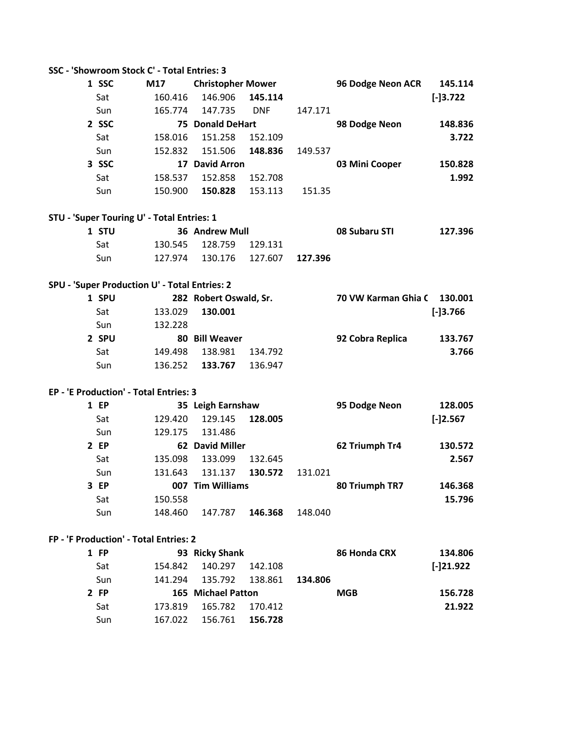**SSC - 'Showroom Stock C' - Total Entries: 3**

| | | | | | | | |
|---|---|---|---|---|---|---|---|
| **1 SSC** | **M17** | **Christopher Mower** | | | | **96 Dodge Neon ACR** | **145.114** |
| Sat | 160.416 | 146.906 | **145.114** | | | | **[-]3.722** |
| Sun | 165.774 | 147.735 | DNF | 147.171 | | | |
| **2 SSC** | | **75 Donald DeHart** | | | | **98 Dodge Neon** | **148.836** |
| Sat | 158.016 | 151.258 | 152.109 | | | | **3.722** |
| Sun | 152.832 | 151.506 | **148.836** | 149.537 | | | |
| **3 SSC** | | **17 David Arron** | | | | **03 Mini Cooper** | **150.828** |
| Sat | 158.537 | 152.858 | 152.708 | | | | **1.992** |
| Sun | 150.900 | **150.828** | 153.113 | 151.35 | | | |

**STU - 'Super Touring U' - Total Entries: 1**

| | | | | | | | |
|---|---|---|---|---|---|---|---|
| **1 STU** | | **36 Andrew Mull** | | | | **08 Subaru STI** | **127.396** |
| Sat | 130.545 | 128.759 | 129.131 | | | | |
| Sun | 127.974 | 130.176 | 127.607 | **127.396** | | | |

**SPU - 'Super Production U' - Total Entries: 2**

| | | | | | | | |
|---|---|---|---|---|---|---|---|
| **1 SPU** | | **282 Robert Oswald, Sr.** | | | | **70 VW Karman Ghia C** | **130.001** |
| Sat | 133.029 | **130.001** | | | | | **[-]3.766** |
| Sun | 132.228 | | | | | | |
| **2 SPU** | | **80 Bill Weaver** | | | | **92 Cobra Replica** | **133.767** |
| Sat | 149.498 | 138.981 | 134.792 | | | | **3.766** |
| Sun | 136.252 | **133.767** | 136.947 | | | | |

**EP - 'E Production' - Total Entries: 3**

| | | | | | | | |
|---|---|---|---|---|---|---|---|
| **1 EP** | | **35 Leigh Earnshaw** | | | | **95 Dodge Neon** | **128.005** |
| Sat | 129.420 | 129.145 | **128.005** | | | | **[-]2.567** |
| Sun | 129.175 | 131.486 | | | | | |
| **2 EP** | | **62 David Miller** | | | | **62 Triumph Tr4** | **130.572** |
| Sat | 135.098 | 133.099 | 132.645 | | | | **2.567** |
| Sun | 131.643 | 131.137 | **130.572** | 131.021 | | | |
| **3 EP** | | **007 Tim Williams** | | | | **80 Triumph TR7** | **146.368** |
| Sat | 150.558 | | | | | | **15.796** |
| Sun | 148.460 | 147.787 | **146.368** | 148.040 | | | |

**FP - 'F Production' - Total Entries: 2**

| | | | | | | | |
|---|---|---|---|---|---|---|---|
| **1 FP** | | **93 Ricky Shank** | | | | **86 Honda CRX** | **134.806** |
| Sat | 154.842 | 140.297 | 142.108 | | | | **[-]21.922** |
| Sun | 141.294 | 135.792 | 138.861 | **134.806** | | | |
| **2 FP** | | **165 Michael Patton** | | | | **MGB** | **156.728** |
| Sat | 173.819 | 165.782 | 170.412 | | | | **21.922** |
| Sun | 167.022 | 156.761 | **156.728** | | | | |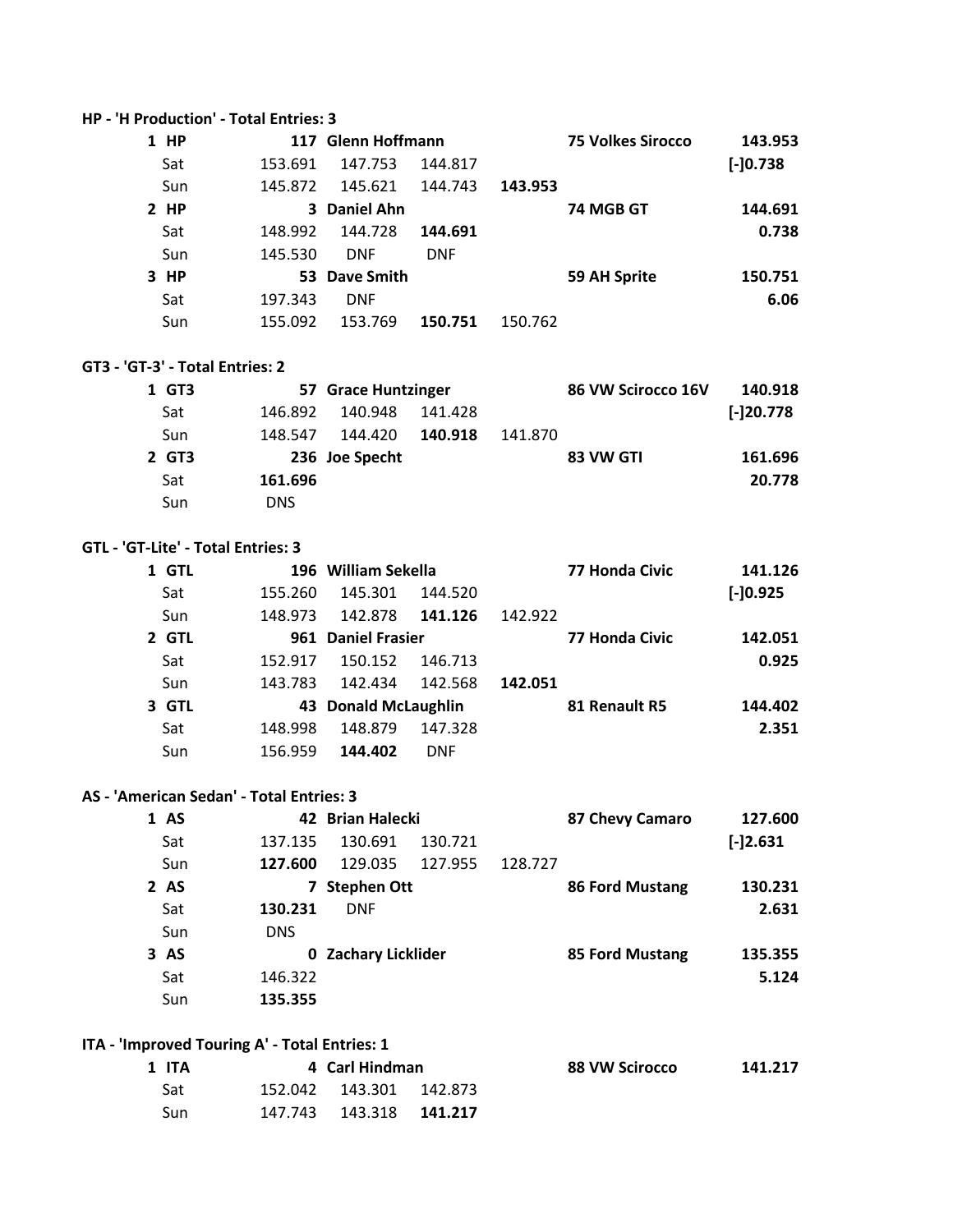**HP - 'H Production' - Total Entries: 3**

| Pos | Class | No. | Driver | | Car | Best/Diff |
|---|---|---|---|---|---|---|
| **1** | **HP** | **117** | **Glenn Hoffmann** | | **75 Volkes Sirocco** | **143.953** |
| | Sat | 153.691 | 147.753 | 144.817 | | **[-]0.738** |
| | Sun | 145.872 | 145.621 | 144.743 | **143.953** | |
| **2** | **HP** | **3** | **Daniel Ahn** | | **74 MGB GT** | **144.691** |
| | Sat | 148.992 | 144.728 | **144.691** | | **0.738** |
| | Sun | 145.530 | DNF | DNF | | |
| **3** | **HP** | **53** | **Dave Smith** | | **59 AH Sprite** | **150.751** |
| | Sat | 197.343 | DNF | | | **6.06** |
| | Sun | 155.092 | 153.769 | **150.751** | 150.762 | |

**GT3 - 'GT-3' - Total Entries: 2**

| Pos | Class | No. | Driver | | Car | Best/Diff |
|---|---|---|---|---|---|---|
| **1** | **GT3** | **57** | **Grace Huntzinger** | | **86 VW Scirocco 16V** | **140.918** |
| | Sat | 146.892 | 140.948 | 141.428 | | **[-]20.778** |
| | Sun | 148.547 | 144.420 | **140.918** | 141.870 | |
| **2** | **GT3** | **236** | **Joe Specht** | | **83 VW GTI** | **161.696** |
| | Sat | **161.696** | | | | **20.778** |
| | Sun | DNS | | | | |

**GTL - 'GT-Lite' - Total Entries: 3**

| Pos | Class | No. | Driver | | Car | Best/Diff |
|---|---|---|---|---|---|---|
| **1** | **GTL** | **196** | **William Sekella** | | **77 Honda Civic** | **141.126** |
| | Sat | 155.260 | 145.301 | 144.520 | | **[-]0.925** |
| | Sun | 148.973 | 142.878 | **141.126** | 142.922 | |
| **2** | **GTL** | **961** | **Daniel Frasier** | | **77 Honda Civic** | **142.051** |
| | Sat | 152.917 | 150.152 | 146.713 | | **0.925** |
| | Sun | 143.783 | 142.434 | 142.568 | **142.051** | |
| **3** | **GTL** | **43** | **Donald McLaughlin** | | **81 Renault R5** | **144.402** |
| | Sat | 148.998 | 148.879 | 147.328 | | **2.351** |
| | Sun | 156.959 | **144.402** | DNF | | |

**AS - 'American Sedan' - Total Entries: 3**

| Pos | Class | No. | Driver | | Car | Best/Diff |
|---|---|---|---|---|---|---|
| **1** | **AS** | **42** | **Brian Halecki** | | **87 Chevy Camaro** | **127.600** |
| | Sat | 137.135 | 130.691 | 130.721 | | **[-]2.631** |
| | Sun | **127.600** | 129.035 | 127.955 | 128.727 | |
| **2** | **AS** | **7** | **Stephen Ott** | | **86 Ford Mustang** | **130.231** |
| | Sat | **130.231** | DNF | | | **2.631** |
| | Sun | DNS | | | | |
| **3** | **AS** | **0** | **Zachary Licklider** | | **85 Ford Mustang** | **135.355** |
| | Sat | 146.322 | | | | **5.124** |
| | Sun | **135.355** | | | | |

**ITA - 'Improved Touring A' - Total Entries: 1**

| Pos | Class | No. | Driver | | Car | Best/Diff |
|---|---|---|---|---|---|---|
| **1** | **ITA** | **4** | **Carl Hindman** | | **88 VW Scirocco** | **141.217** |
| | Sat | 152.042 | 143.301 | 142.873 | | |
| | Sun | 147.743 | 143.318 | **141.217** | | |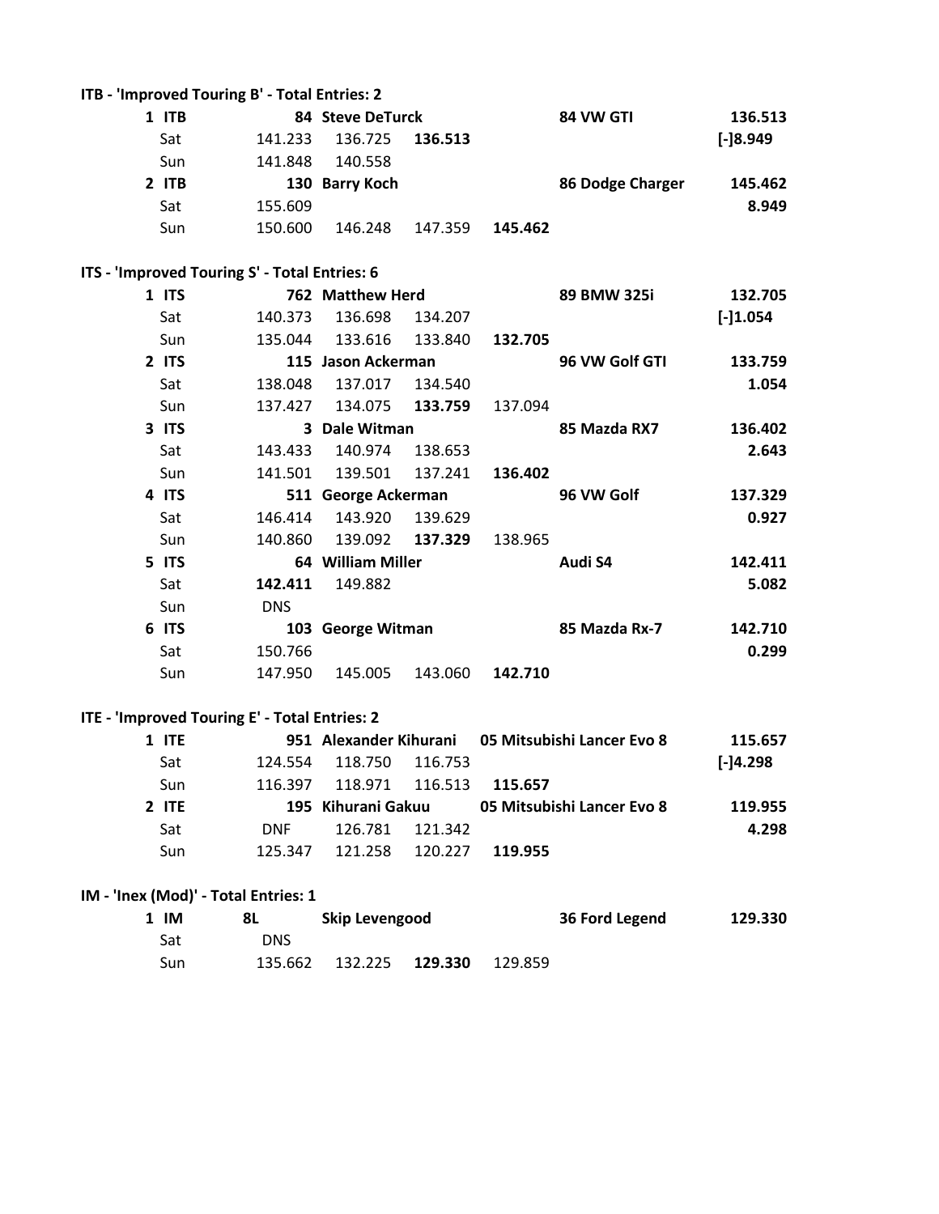**ITB - 'Improved Touring B' - Total Entries: 2**

| | | | | | | | |
|---|---|---|---|---|---|---|---|
| **1 ITB** | | **84 Steve DeTurck** | | | **84 VW GTI** | | **136.513** |
| Sat | 141.233 | 136.725 | **136.513** | | | | [-]8.949 |
| Sun | 141.848 | 140.558 | | | | | |
| **2 ITB** | | **130 Barry Koch** | | | **86 Dodge Charger** | | **145.462** |
| Sat | 155.609 | | | | | | **8.949** |
| Sun | 150.600 | 146.248 | 147.359 | **145.462** | | | |

**ITS - 'Improved Touring S' - Total Entries: 6**

| | | | | | | | |
|---|---|---|---|---|---|---|---|
| **1 ITS** | | **762 Matthew Herd** | | | **89 BMW 325i** | | **132.705** |
| Sat | 140.373 | 136.698 | 134.207 | | | | [-]1.054 |
| Sun | 135.044 | 133.616 | 133.840 | **132.705** | | | |
| **2 ITS** | | **115 Jason Ackerman** | | | **96 VW Golf GTI** | | **133.759** |
| Sat | 138.048 | 137.017 | 134.540 | | | | **1.054** |
| Sun | 137.427 | 134.075 | **133.759** | 137.094 | | | |
| **3 ITS** | | **3 Dale Witman** | | | **85 Mazda RX7** | | **136.402** |
| Sat | 143.433 | 140.974 | 138.653 | | | | **2.643** |
| Sun | 141.501 | 139.501 | 137.241 | **136.402** | | | |
| **4 ITS** | | **511 George Ackerman** | | | **96 VW Golf** | | **137.329** |
| Sat | 146.414 | 143.920 | 139.629 | | | | **0.927** |
| Sun | 140.860 | 139.092 | **137.329** | 138.965 | | | |
| **5 ITS** | | **64 William Miller** | | | **Audi S4** | | **142.411** |
| Sat | **142.411** | 149.882 | | | | | **5.082** |
| Sun | DNS | | | | | | |
| **6 ITS** | | **103 George Witman** | | | **85 Mazda Rx-7** | | **142.710** |
| Sat | 150.766 | | | | | | **0.299** |
| Sun | 147.950 | 145.005 | 143.060 | **142.710** | | | |

**ITE - 'Improved Touring E' - Total Entries: 2**

| | | | | | | | |
|---|---|---|---|---|---|---|---|
| **1 ITE** | | **951 Alexander Kihurani** | | | **05 Mitsubishi Lancer Evo 8** | | **115.657** |
| Sat | 124.554 | 118.750 | 116.753 | | | | [-]4.298 |
| Sun | 116.397 | 118.971 | 116.513 | **115.657** | | | |
| **2 ITE** | | **195 Kihurani Gakuu** | | | **05 Mitsubishi Lancer Evo 8** | | **119.955** |
| Sat | DNF | 126.781 | 121.342 | | | | **4.298** |
| Sun | 125.347 | 121.258 | 120.227 | **119.955** | | | |

**IM - 'Inex (Mod)' - Total Entries: 1**

| | | | | | | | |
|---|---|---|---|---|---|---|---|
| **1 IM** | **8L** | **Skip Levengood** | | | **36 Ford Legend** | | **129.330** |
| Sat | DNS | | | | | | |
| Sun | 135.662 | 132.225 | **129.330** | 129.859 | | | |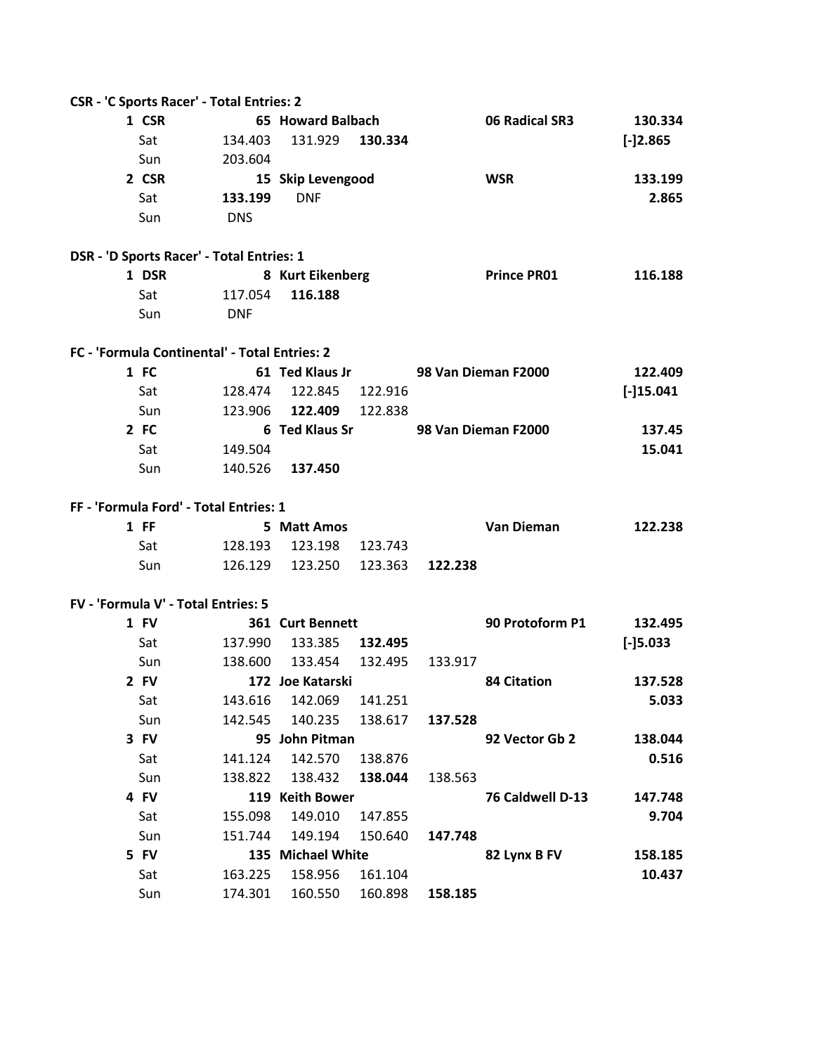**CSR - 'C Sports Racer' - Total Entries: 2**

| | | | | | | |
|---|---|---|---|---|---|---|
| 1 CSR | | 65 Howard Balbach | | | 06 Radical SR3 | 130.334 |
| Sat | 134.403 | 131.929 | **130.334** | | | [-]2.865 |
| Sun | 203.604 | | | | | |
| 2 CSR | | 15 Skip Levengood | | | WSR | 133.199 |
| Sat | **133.199** | DNF | | | | 2.865 |
| Sun | DNS | | | | | |

**DSR - 'D Sports Racer' - Total Entries: 1**

| | | | | | | |
|---|---|---|---|---|---|---|
| 1 DSR | | 8 Kurt Eikenberg | | | Prince PR01 | 116.188 |
| Sat | 117.054 | **116.188** | | | | |
| Sun | DNF | | | | | |

**FC - 'Formula Continental' - Total Entries: 2**

| | | | | | | |
|---|---|---|---|---|---|---|
| 1 FC | | 61 Ted Klaus Jr | | 98 Van Dieman F2000 | | 122.409 |
| Sat | 128.474 | 122.845 | 122.916 | | | [-]15.041 |
| Sun | 123.906 | **122.409** | 122.838 | | | |
| 2 FC | | 6 Ted Klaus Sr | | 98 Van Dieman F2000 | | 137.45 |
| Sat | 149.504 | | | | | 15.041 |
| Sun | 140.526 | **137.450** | | | | |

**FF - 'Formula Ford' - Total Entries: 1**

| | | | | | | |
|---|---|---|---|---|---|---|
| 1 FF | | 5 Matt Amos | | | Van Dieman | 122.238 |
| Sat | 128.193 | 123.198 | 123.743 | | | |
| Sun | 126.129 | 123.250 | 123.363 | **122.238** | | |

**FV - 'Formula V' - Total Entries: 5**

| | | | | | | |
|---|---|---|---|---|---|---|
| 1 FV | | 361 Curt Bennett | | | 90 Protoform P1 | 132.495 |
| Sat | 137.990 | 133.385 | **132.495** | | | [-]5.033 |
| Sun | 138.600 | 133.454 | 132.495 | 133.917 | | |
| 2 FV | | 172 Joe Katarski | | | 84 Citation | 137.528 |
| Sat | 143.616 | 142.069 | 141.251 | | | 5.033 |
| Sun | 142.545 | 140.235 | 138.617 | **137.528** | | |
| 3 FV | | 95 John Pitman | | | 92 Vector Gb 2 | 138.044 |
| Sat | 141.124 | 142.570 | 138.876 | | | 0.516 |
| Sun | 138.822 | 138.432 | **138.044** | 138.563 | | |
| 4 FV | | 119 Keith Bower | | | 76 Caldwell D-13 | 147.748 |
| Sat | 155.098 | 149.010 | 147.855 | | | 9.704 |
| Sun | 151.744 | 149.194 | 150.640 | **147.748** | | |
| 5 FV | | 135 Michael White | | | 82 Lynx B FV | 158.185 |
| Sat | 163.225 | 158.956 | 161.104 | | | 10.437 |
| Sun | 174.301 | 160.550 | 160.898 | **158.185** | | |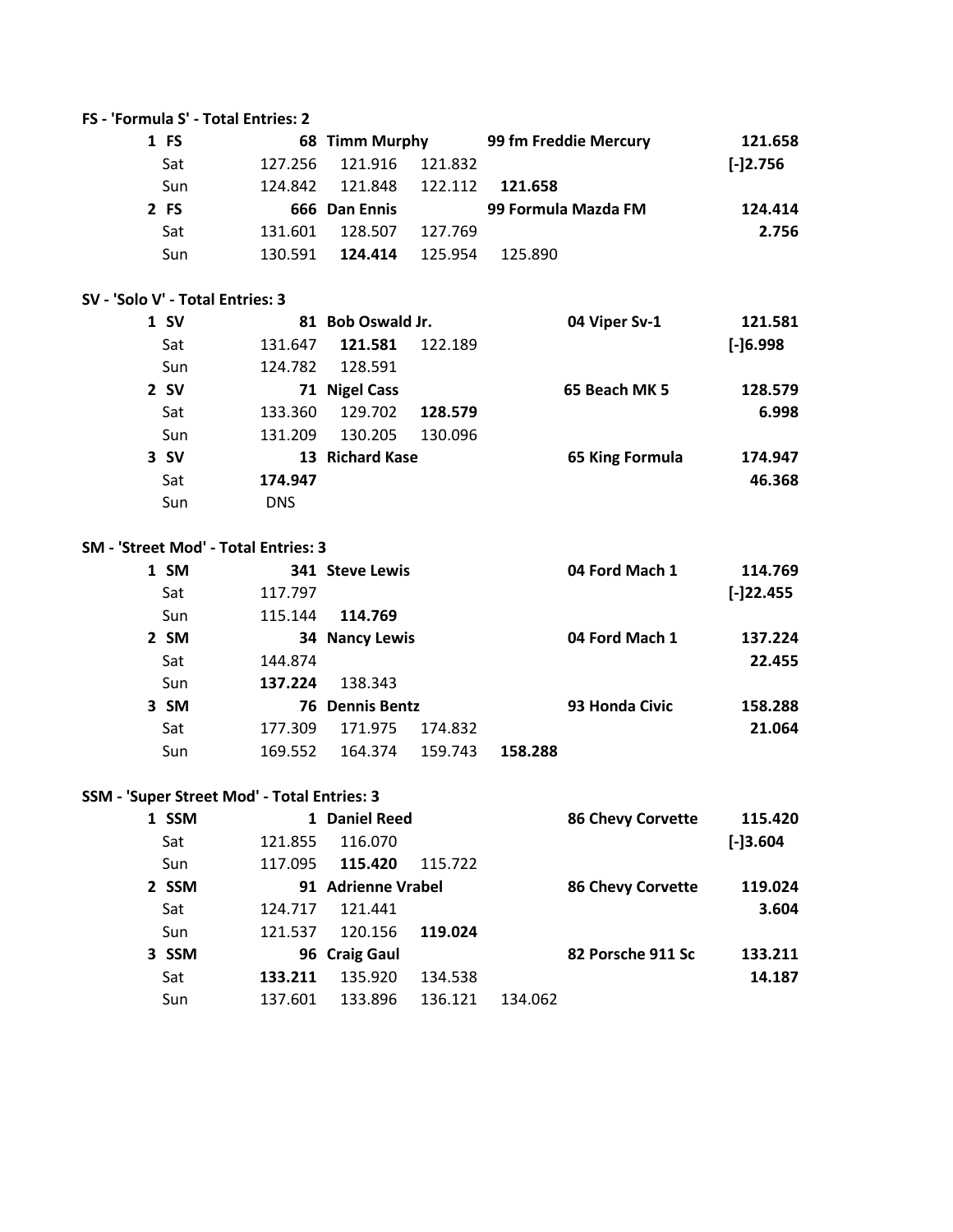**FS - 'Formula S' - Total Entries: 2**

| | | | | | | | |
|---|---|---|---|---|---|---|---|
| **1 FS** | | **68 Timm Murphy** | | **99 fm Freddie Mercury** | | | **121.658** |
| Sat | 127.256 | 121.916 | 121.832 | | | | [-]2.756 |
| Sun | 124.842 | 121.848 | 122.112 | **121.658** | | | |
| **2 FS** | | **666 Dan Ennis** | | **99 Formula Mazda FM** | | | **124.414** |
| Sat | 131.601 | 128.507 | 127.769 | | | | **2.756** |
| Sun | 130.591 | **124.414** | 125.954 | 125.890 | | | |

**SV - 'Solo V' - Total Entries: 3**

| | | | | | | |
|---|---|---|---|---|---|---|
| **1 SV** | | **81 Bob Oswald Jr.** | | | **04 Viper Sv-1** | **121.581** |
| Sat | 131.647 | **121.581** | 122.189 | | | [-]6.998 |
| Sun | 124.782 | 128.591 | | | | |
| **2 SV** | | **71 Nigel Cass** | | | **65 Beach MK 5** | **128.579** |
| Sat | 133.360 | 129.702 | **128.579** | | | **6.998** |
| Sun | 131.209 | 130.205 | 130.096 | | | |
| **3 SV** | | **13 Richard Kase** | | | **65 King Formula** | **174.947** |
| Sat | **174.947** | | | | | **46.368** |
| Sun | DNS | | | | | |

**SM - 'Street Mod' - Total Entries: 3**

| | | | | | | |
|---|---|---|---|---|---|---|
| **1 SM** | | **341 Steve Lewis** | | | **04 Ford Mach 1** | **114.769** |
| Sat | 117.797 | | | | | [-]22.455 |
| Sun | 115.144 | **114.769** | | | | |
| **2 SM** | | **34 Nancy Lewis** | | | **04 Ford Mach 1** | **137.224** |
| Sat | 144.874 | | | | | **22.455** |
| Sun | **137.224** | 138.343 | | | | |
| **3 SM** | | **76 Dennis Bentz** | | | **93 Honda Civic** | **158.288** |
| Sat | 177.309 | 171.975 | 174.832 | | | **21.064** |
| Sun | 169.552 | 164.374 | 159.743 | **158.288** | | |

**SSM - 'Super Street Mod' - Total Entries: 3**

| | | | | | | |
|---|---|---|---|---|---|---|
| **1 SSM** | | **1 Daniel Reed** | | | **86 Chevy Corvette** | **115.420** |
| Sat | 121.855 | 116.070 | | | | [-]3.604 |
| Sun | 117.095 | **115.420** | 115.722 | | | |
| **2 SSM** | | **91 Adrienne Vrabel** | | | **86 Chevy Corvette** | **119.024** |
| Sat | 124.717 | 121.441 | | | | **3.604** |
| Sun | 121.537 | 120.156 | **119.024** | | | |
| **3 SSM** | | **96 Craig Gaul** | | | **82 Porsche 911 Sc** | **133.211** |
| Sat | **133.211** | 135.920 | 134.538 | | | **14.187** |
| Sun | 137.601 | 133.896 | 136.121 | 134.062 | | |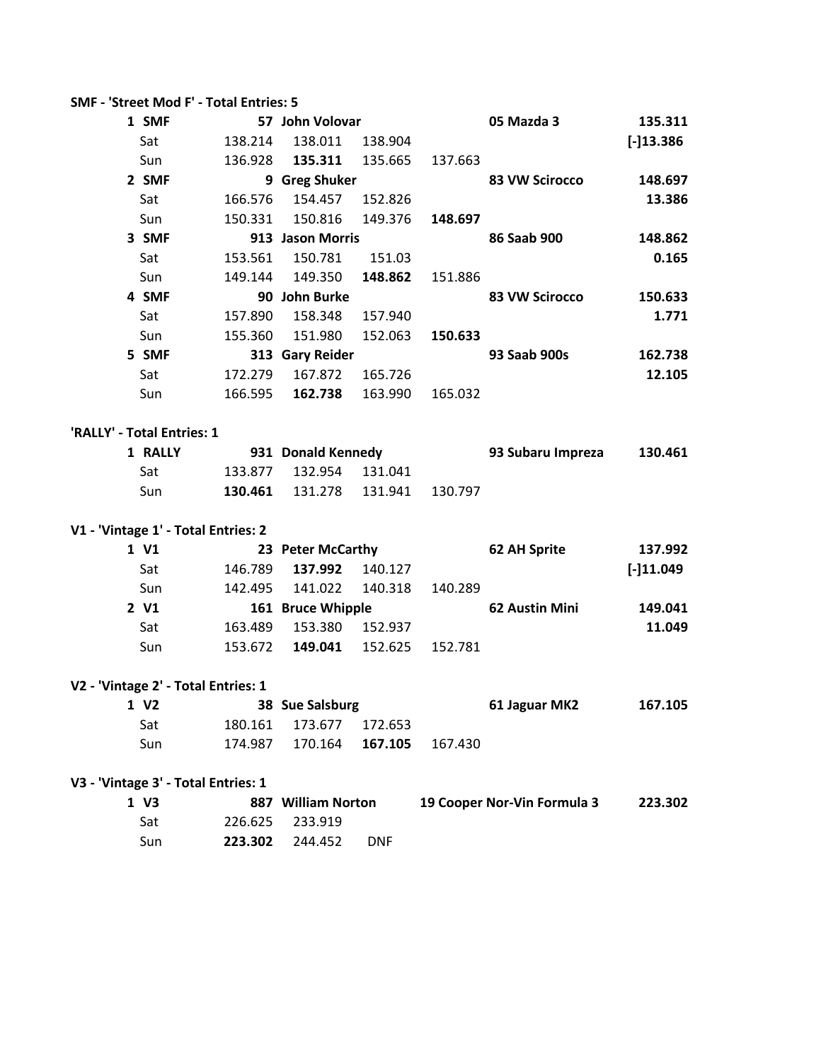**SMF - 'Street Mod F' - Total Entries: 5**

| | | | | | | |
|---|---|---|---|---|---|---|
| 1 SMF | | 57 John Volovar | | | 05 Mazda 3 | 135.311 |
| Sat | 138.214 | 138.011 | 138.904 | | | [-]13.386 |
| Sun | 136.928 | **135.311** | 135.665 | 137.663 | | |
| 2 SMF | | 9 Greg Shuker | | | 83 VW Scirocco | 148.697 |
| Sat | 166.576 | 154.457 | 152.826 | | | 13.386 |
| Sun | 150.331 | 150.816 | 149.376 | **148.697** | | |
| 3 SMF | | 913 Jason Morris | | | 86 Saab 900 | 148.862 |
| Sat | 153.561 | 150.781 | 151.03 | | | 0.165 |
| Sun | 149.144 | 149.350 | **148.862** | 151.886 | | |
| 4 SMF | | 90 John Burke | | | 83 VW Scirocco | 150.633 |
| Sat | 157.890 | 158.348 | 157.940 | | | 1.771 |
| Sun | 155.360 | 151.980 | 152.063 | **150.633** | | |
| 5 SMF | | 313 Gary Reider | | | 93 Saab 900s | 162.738 |
| Sat | 172.279 | 167.872 | 165.726 | | | 12.105 |
| Sun | 166.595 | **162.738** | 163.990 | 165.032 | | |

**'RALLY' - Total Entries: 1**

| | | | | | | |
|---|---|---|---|---|---|---|
| 1 RALLY | | 931 Donald Kennedy | | | 93 Subaru Impreza | 130.461 |
| Sat | 133.877 | 132.954 | 131.041 | | | |
| Sun | **130.461** | 131.278 | 131.941 | 130.797 | | |

**V1 - 'Vintage 1' - Total Entries: 2**

| | | | | | | |
|---|---|---|---|---|---|---|
| 1 V1 | | 23 Peter McCarthy | | | 62 AH Sprite | 137.992 |
| Sat | 146.789 | **137.992** | 140.127 | | | [-]11.049 |
| Sun | 142.495 | 141.022 | 140.318 | 140.289 | | |
| 2 V1 | | 161 Bruce Whipple | | | 62 Austin Mini | 149.041 |
| Sat | 163.489 | 153.380 | 152.937 | | | 11.049 |
| Sun | 153.672 | **149.041** | 152.625 | 152.781 | | |

**V2 - 'Vintage 2' - Total Entries: 1**

| | | | | | | |
|---|---|---|---|---|---|---|
| 1 V2 | | 38 Sue Salsburg | | | 61 Jaguar MK2 | 167.105 |
| Sat | 180.161 | 173.677 | 172.653 | | | |
| Sun | 174.987 | 170.164 | **167.105** | 167.430 | | |

**V3 - 'Vintage 3' - Total Entries: 1**

| | | | | | | |
|---|---|---|---|---|---|---|
| 1 V3 | | 887 William Norton | | | 19 Cooper Nor-Vin Formula 3 | 223.302 |
| Sat | 226.625 | 233.919 | | | | |
| Sun | **223.302** | 244.452 | DNF | | | |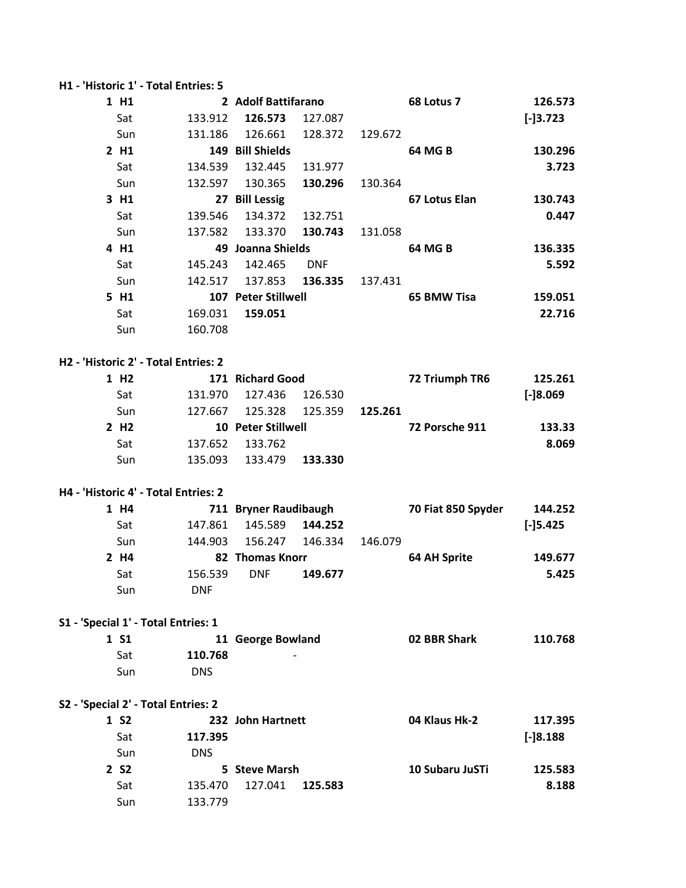**H1 - 'Historic 1' - Total Entries: 5**

| | | | | | | |
|---|---|---|---|---|---|---|
| **1 H1** | | **2 Adolf Battifarano** | | | **68 Lotus 7** | **126.573** |
| Sat | 133.912 | **126.573** | 127.087 | | | [-]3.723 |
| Sun | 131.186 | 126.661 | 128.372 | 129.672 | | |
| **2 H1** | | **149 Bill Shields** | | | **64 MG B** | **130.296** |
| Sat | 134.539 | 132.445 | 131.977 | | | **3.723** |
| Sun | 132.597 | 130.365 | **130.296** | 130.364 | | |
| **3 H1** | | **27 Bill Lessig** | | | **67 Lotus Elan** | **130.743** |
| Sat | 139.546 | 134.372 | 132.751 | | | **0.447** |
| Sun | 137.582 | 133.370 | **130.743** | 131.058 | | |
| **4 H1** | | **49 Joanna Shields** | | | **64 MG B** | **136.335** |
| Sat | 145.243 | 142.465 | DNF | | | **5.592** |
| Sun | 142.517 | 137.853 | **136.335** | 137.431 | | |
| **5 H1** | | **107 Peter Stillwell** | | | **65 BMW Tisa** | **159.051** |
| Sat | 169.031 | **159.051** | | | | **22.716** |
| Sun | 160.708 | | | | | |

**H2 - 'Historic 2' - Total Entries: 2**

| | | | | | | |
|---|---|---|---|---|---|---|
| **1 H2** | | **171 Richard Good** | | | **72 Triumph TR6** | **125.261** |
| Sat | 131.970 | 127.436 | 126.530 | | | [-]8.069 |
| Sun | 127.667 | 125.328 | 125.359 | **125.261** | | |
| **2 H2** | | **10 Peter Stillwell** | | | **72 Porsche 911** | **133.33** |
| Sat | 137.652 | 133.762 | | | | **8.069** |
| Sun | 135.093 | 133.479 | **133.330** | | | |

**H4 - 'Historic 4' - Total Entries: 2**

| | | | | | | |
|---|---|---|---|---|---|---|
| **1 H4** | | **711 Bryner Raudibaugh** | | | **70 Fiat 850 Spyder** | **144.252** |
| Sat | 147.861 | 145.589 | **144.252** | | | [-]5.425 |
| Sun | 144.903 | 156.247 | 146.334 | 146.079 | | |
| **2 H4** | | **82 Thomas Knorr** | | | **64 AH Sprite** | **149.677** |
| Sat | 156.539 | DNF | **149.677** | | | **5.425** |
| Sun | DNF | | | | | |

**S1 - 'Special 1' - Total Entries: 1**

| | | | | | | |
|---|---|---|---|---|---|---|
| **1 S1** | | **11 George Bowland** | | | **02 BBR Shark** | **110.768** |
| Sat | **110.768** | - | | | | |
| Sun | DNS | | | | | |

**S2 - 'Special 2' - Total Entries: 2**

| | | | | | | |
|---|---|---|---|---|---|---|
| **1 S2** | | **232 John Hartnett** | | | **04 Klaus Hk-2** | **117.395** |
| Sat | **117.395** | | | | | [-]8.188 |
| Sun | DNS | | | | | |
| **2 S2** | | **5 Steve Marsh** | | | **10 Subaru JuSTi** | **125.583** |
| Sat | 135.470 | 127.041 | **125.583** | | | **8.188** |
| Sun | 133.779 | | | | | |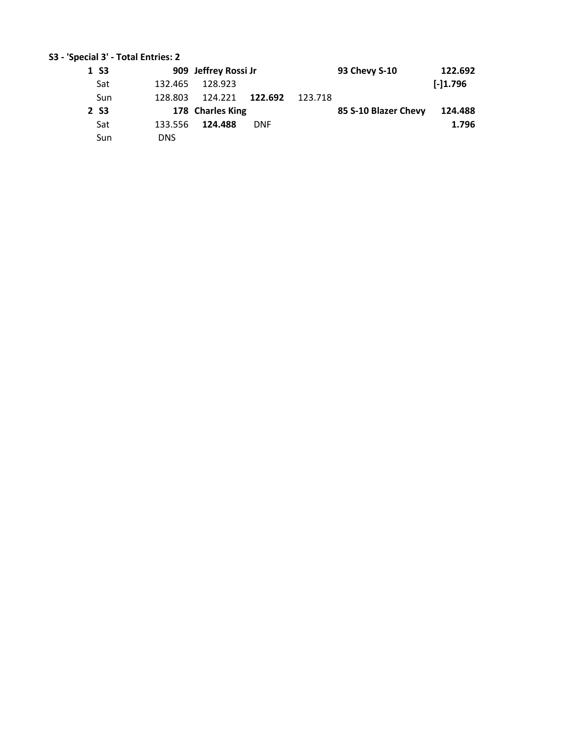**S3 - 'Special 3' - Total Entries: 2**

| | | | | | | | |
|---|---|---|---|---|---|---|---|
| **1 S3** | | **909** | **Jeffrey Rossi Jr** | | | **93 Chevy S-10** | **122.692** |
| Sat | 132.465 | 128.923 | | | | | **[-]1.796** |
| Sun | 128.803 | 124.221 | **122.692** | 123.718 | | | |
| **2 S3** | | **178** | **Charles King** | | | **85 S-10 Blazer Chevy** | **124.488** |
| Sat | 133.556 | **124.488** | DNF | | | | **1.796** |
| Sun | DNS | | | | | | |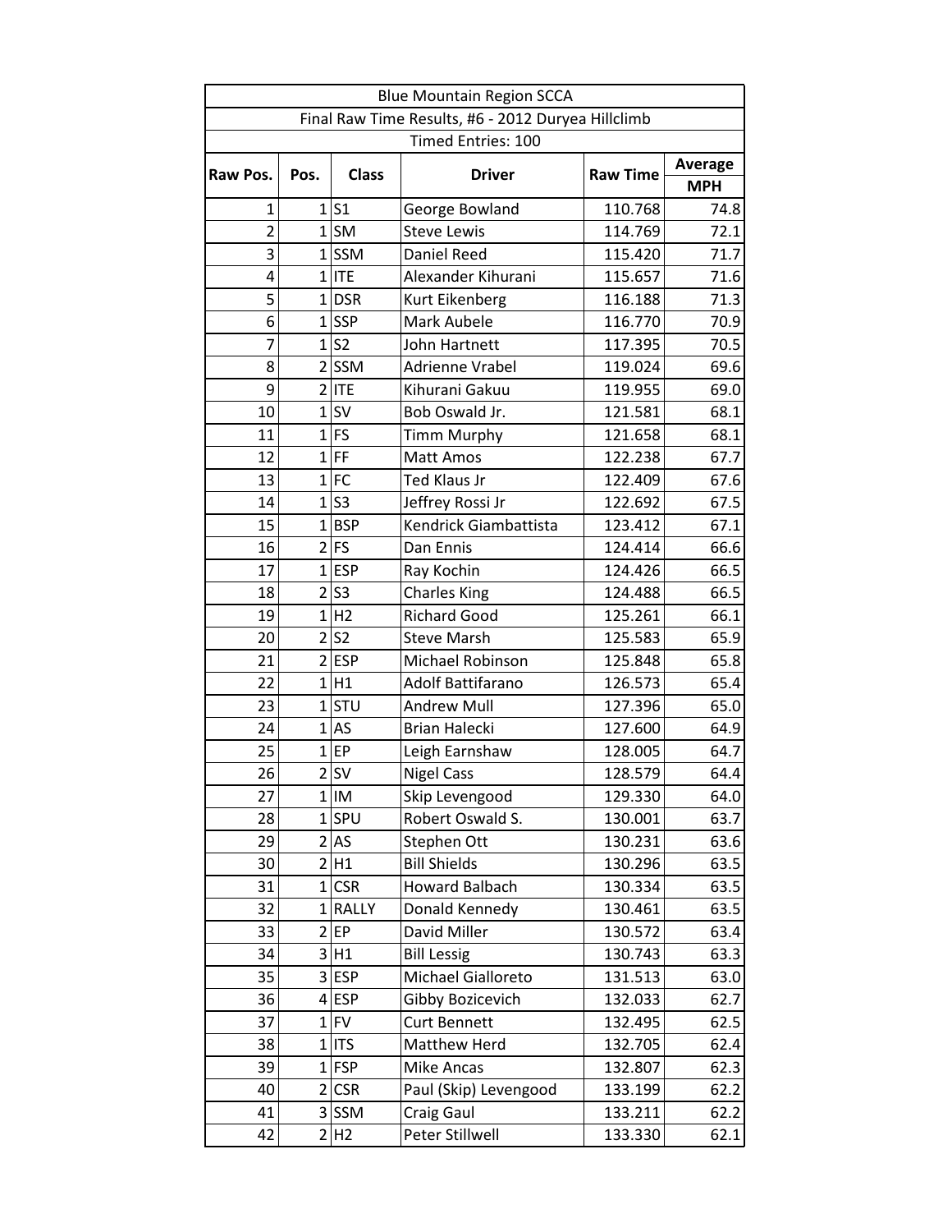| Blue Mountain Region SCCA | | | | | |
|---|---|---|---|---|---|
| Final Raw Time Results, #6 - 2012 Duryea Hillclimb | | | | | |
| Timed Entries: 100 | | | | | |
| Raw Pos. | Pos. | Class | Driver | Raw Time | Average MPH |
| 1 | 1 | S1 | George Bowland | 110.768 | 74.8 |
| 2 | 1 | SM | Steve Lewis | 114.769 | 72.1 |
| 3 | 1 | SSM | Daniel Reed | 115.420 | 71.7 |
| 4 | 1 | ITE | Alexander Kihurani | 115.657 | 71.6 |
| 5 | 1 | DSR | Kurt Eikenberg | 116.188 | 71.3 |
| 6 | 1 | SSP | Mark Aubele | 116.770 | 70.9 |
| 7 | 1 | S2 | John Hartnett | 117.395 | 70.5 |
| 8 | 2 | SSM | Adrienne Vrabel | 119.024 | 69.6 |
| 9 | 2 | ITE | Kihurani Gakuu | 119.955 | 69.0 |
| 10 | 1 | SV | Bob Oswald Jr. | 121.581 | 68.1 |
| 11 | 1 | FS | Timm Murphy | 121.658 | 68.1 |
| 12 | 1 | FF | Matt Amos | 122.238 | 67.7 |
| 13 | 1 | FC | Ted Klaus Jr | 122.409 | 67.6 |
| 14 | 1 | S3 | Jeffrey Rossi Jr | 122.692 | 67.5 |
| 15 | 1 | BSP | Kendrick Giambattista | 123.412 | 67.1 |
| 16 | 2 | FS | Dan Ennis | 124.414 | 66.6 |
| 17 | 1 | ESP | Ray Kochin | 124.426 | 66.5 |
| 18 | 2 | S3 | Charles King | 124.488 | 66.5 |
| 19 | 1 | H2 | Richard Good | 125.261 | 66.1 |
| 20 | 2 | S2 | Steve Marsh | 125.583 | 65.9 |
| 21 | 2 | ESP | Michael Robinson | 125.848 | 65.8 |
| 22 | 1 | H1 | Adolf Battifarano | 126.573 | 65.4 |
| 23 | 1 | STU | Andrew Mull | 127.396 | 65.0 |
| 24 | 1 | AS | Brian Halecki | 127.600 | 64.9 |
| 25 | 1 | EP | Leigh Earnshaw | 128.005 | 64.7 |
| 26 | 2 | SV | Nigel Cass | 128.579 | 64.4 |
| 27 | 1 | IM | Skip Levengood | 129.330 | 64.0 |
| 28 | 1 | SPU | Robert Oswald S. | 130.001 | 63.7 |
| 29 | 2 | AS | Stephen Ott | 130.231 | 63.6 |
| 30 | 2 | H1 | Bill Shields | 130.296 | 63.5 |
| 31 | 1 | CSR | Howard Balbach | 130.334 | 63.5 |
| 32 | 1 | RALLY | Donald Kennedy | 130.461 | 63.5 |
| 33 | 2 | EP | David Miller | 130.572 | 63.4 |
| 34 | 3 | H1 | Bill Lessig | 130.743 | 63.3 |
| 35 | 3 | ESP | Michael Gialloreto | 131.513 | 63.0 |
| 36 | 4 | ESP | Gibby Bozicevich | 132.033 | 62.7 |
| 37 | 1 | FV | Curt Bennett | 132.495 | 62.5 |
| 38 | 1 | ITS | Matthew Herd | 132.705 | 62.4 |
| 39 | 1 | FSP | Mike Ancas | 132.807 | 62.3 |
| 40 | 2 | CSR | Paul (Skip) Levengood | 133.199 | 62.2 |
| 41 | 3 | SSM | Craig Gaul | 133.211 | 62.2 |
| 42 | 2 | H2 | Peter Stillwell | 133.330 | 62.1 |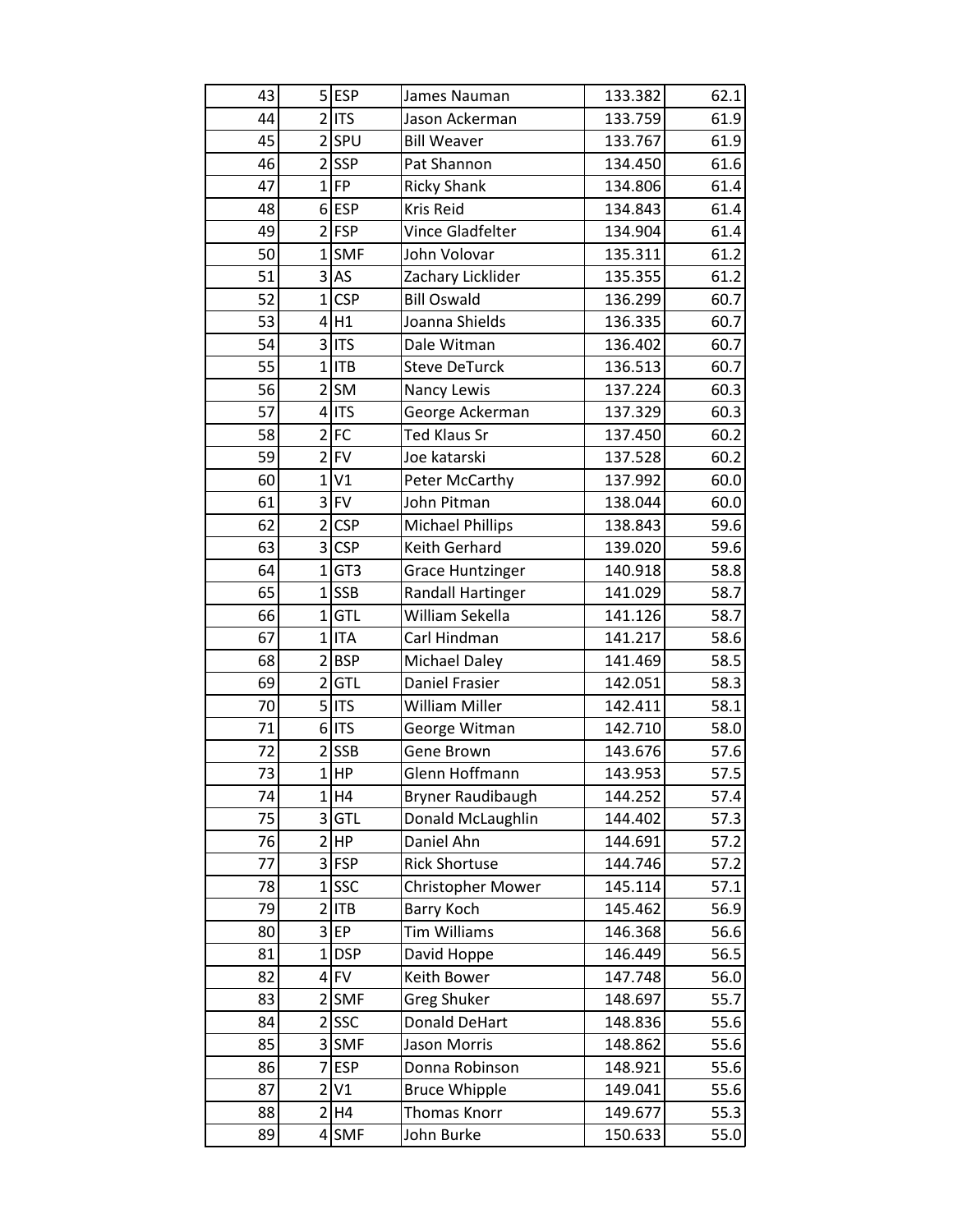| | | | | | |
|---|---|---|---|---|---|
| 43 | 5 | ESP | James Nauman | 133.382 | 62.1 |
| 44 | 2 | ITS | Jason Ackerman | 133.759 | 61.9 |
| 45 | 2 | SPU | Bill Weaver | 133.767 | 61.9 |
| 46 | 2 | SSP | Pat Shannon | 134.450 | 61.6 |
| 47 | 1 | FP | Ricky Shank | 134.806 | 61.4 |
| 48 | 6 | ESP | Kris Reid | 134.843 | 61.4 |
| 49 | 2 | FSP | Vince Gladfelter | 134.904 | 61.4 |
| 50 | 1 | SMF | John Volovar | 135.311 | 61.2 |
| 51 | 3 | AS | Zachary Licklider | 135.355 | 61.2 |
| 52 | 1 | CSP | Bill Oswald | 136.299 | 60.7 |
| 53 | 4 | H1 | Joanna Shields | 136.335 | 60.7 |
| 54 | 3 | ITS | Dale Witman | 136.402 | 60.7 |
| 55 | 1 | ITB | Steve DeTurck | 136.513 | 60.7 |
| 56 | 2 | SM | Nancy Lewis | 137.224 | 60.3 |
| 57 | 4 | ITS | George Ackerman | 137.329 | 60.3 |
| 58 | 2 | FC | Ted Klaus Sr | 137.450 | 60.2 |
| 59 | 2 | FV | Joe katarski | 137.528 | 60.2 |
| 60 | 1 | V1 | Peter McCarthy | 137.992 | 60.0 |
| 61 | 3 | FV | John Pitman | 138.044 | 60.0 |
| 62 | 2 | CSP | Michael Phillips | 138.843 | 59.6 |
| 63 | 3 | CSP | Keith Gerhard | 139.020 | 59.6 |
| 64 | 1 | GT3 | Grace Huntzinger | 140.918 | 58.8 |
| 65 | 1 | SSB | Randall Hartinger | 141.029 | 58.7 |
| 66 | 1 | GTL | William Sekella | 141.126 | 58.7 |
| 67 | 1 | ITA | Carl Hindman | 141.217 | 58.6 |
| 68 | 2 | BSP | Michael Daley | 141.469 | 58.5 |
| 69 | 2 | GTL | Daniel Frasier | 142.051 | 58.3 |
| 70 | 5 | ITS | William Miller | 142.411 | 58.1 |
| 71 | 6 | ITS | George Witman | 142.710 | 58.0 |
| 72 | 2 | SSB | Gene Brown | 143.676 | 57.6 |
| 73 | 1 | HP | Glenn Hoffmann | 143.953 | 57.5 |
| 74 | 1 | H4 | Bryner Raudibaugh | 144.252 | 57.4 |
| 75 | 3 | GTL | Donald McLaughlin | 144.402 | 57.3 |
| 76 | 2 | HP | Daniel Ahn | 144.691 | 57.2 |
| 77 | 3 | FSP | Rick Shortuse | 144.746 | 57.2 |
| 78 | 1 | SSC | Christopher Mower | 145.114 | 57.1 |
| 79 | 2 | ITB | Barry Koch | 145.462 | 56.9 |
| 80 | 3 | EP | Tim Williams | 146.368 | 56.6 |
| 81 | 1 | DSP | David Hoppe | 146.449 | 56.5 |
| 82 | 4 | FV | Keith Bower | 147.748 | 56.0 |
| 83 | 2 | SMF | Greg Shuker | 148.697 | 55.7 |
| 84 | 2 | SSC | Donald DeHart | 148.836 | 55.6 |
| 85 | 3 | SMF | Jason Morris | 148.862 | 55.6 |
| 86 | 7 | ESP | Donna Robinson | 148.921 | 55.6 |
| 87 | 2 | V1 | Bruce Whipple | 149.041 | 55.6 |
| 88 | 2 | H4 | Thomas Knorr | 149.677 | 55.3 |
| 89 | 4 | SMF | John Burke | 150.633 | 55.0 |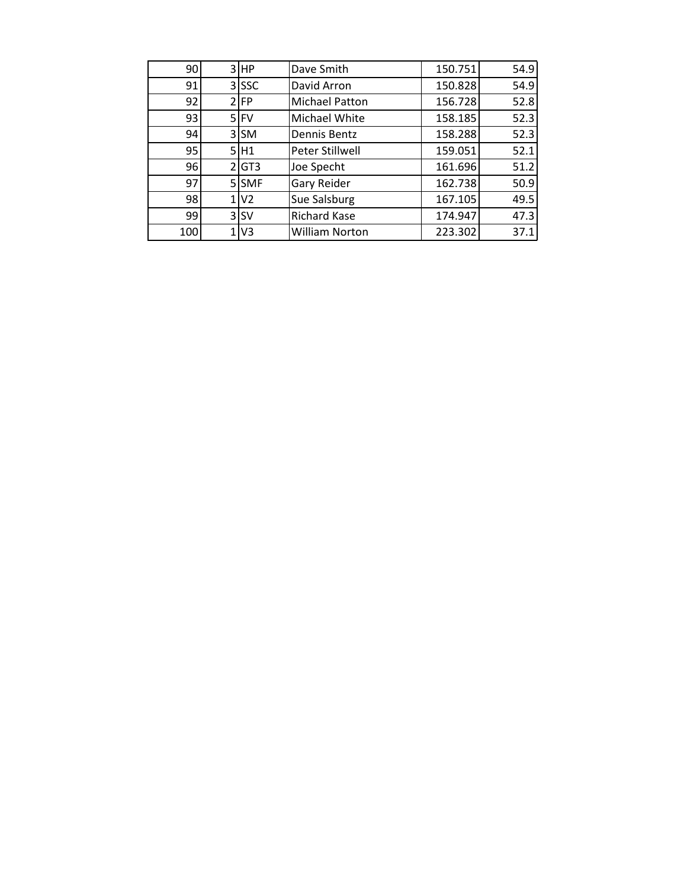| | | | | | |
|---|---|---|---|---|---|
| 90 | 3 | HP | Dave Smith | 150.751 | 54.9 |
| 91 | 3 | SSC | David Arron | 150.828 | 54.9 |
| 92 | 2 | FP | Michael Patton | 156.728 | 52.8 |
| 93 | 5 | FV | Michael White | 158.185 | 52.3 |
| 94 | 3 | SM | Dennis Bentz | 158.288 | 52.3 |
| 95 | 5 | H1 | Peter Stillwell | 159.051 | 52.1 |
| 96 | 2 | GT3 | Joe Specht | 161.696 | 51.2 |
| 97 | 5 | SMF | Gary Reider | 162.738 | 50.9 |
| 98 | 1 | V2 | Sue Salsburg | 167.105 | 49.5 |
| 99 | 3 | SV | Richard Kase | 174.947 | 47.3 |
| 100 | 1 | V3 | William Norton | 223.302 | 37.1 |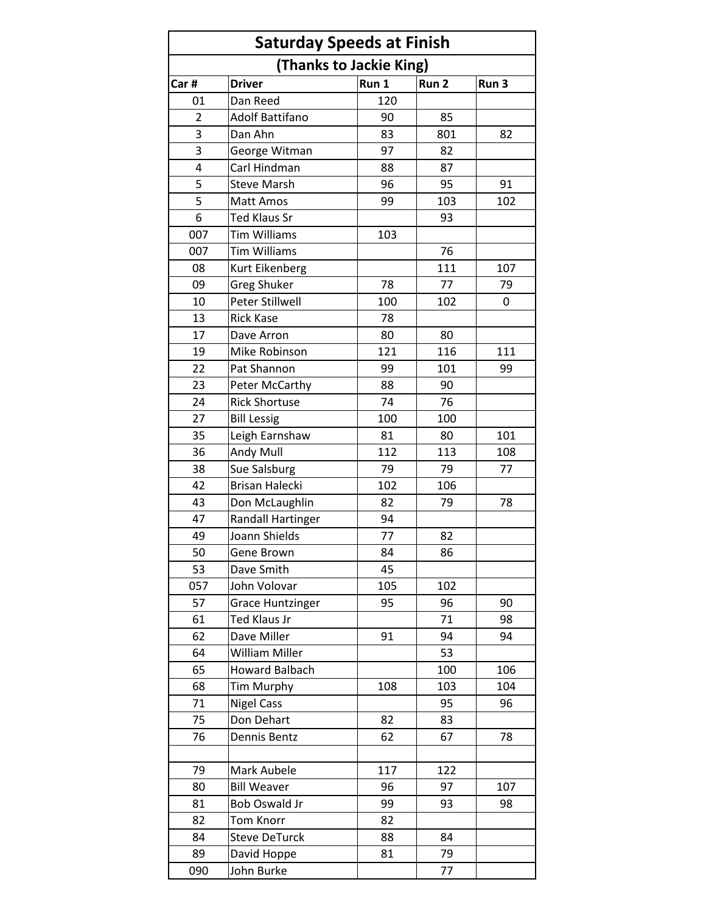# Saturday Speeds at Finish

## (Thanks to Jackie King)

| Car # | Driver | Run 1 | Run 2 | Run 3 |
|---|---|---|---|---|
| 01 | Dan Reed | 120 | | |
| 2 | Adolf Battifano | 90 | 85 | |
| 3 | Dan Ahn | 83 | 801 | 82 |
| 3 | George Witman | 97 | 82 | |
| 4 | Carl Hindman | 88 | 87 | |
| 5 | Steve Marsh | 96 | 95 | 91 |
| 5 | Matt Amos | 99 | 103 | 102 |
| 6 | Ted Klaus Sr | | 93 | |
| 007 | Tim Williams | 103 | | |
| 007 | Tim Williams | | 76 | |
| 08 | Kurt Eikenberg | | 111 | 107 |
| 09 | Greg Shuker | 78 | 77 | 79 |
| 10 | Peter Stillwell | 100 | 102 | 0 |
| 13 | Rick Kase | 78 | | |
| 17 | Dave Arron | 80 | 80 | |
| 19 | Mike Robinson | 121 | 116 | 111 |
| 22 | Pat Shannon | 99 | 101 | 99 |
| 23 | Peter McCarthy | 88 | 90 | |
| 24 | Rick Shortuse | 74 | 76 | |
| 27 | Bill Lessig | 100 | 100 | |
| 35 | Leigh Earnshaw | 81 | 80 | 101 |
| 36 | Andy Mull | 112 | 113 | 108 |
| 38 | Sue Salsburg | 79 | 79 | 77 |
| 42 | Brisan Halecki | 102 | 106 | |
| 43 | Don McLaughlin | 82 | 79 | 78 |
| 47 | Randall Hartinger | 94 | | |
| 49 | Joann Shields | 77 | 82 | |
| 50 | Gene Brown | 84 | 86 | |
| 53 | Dave Smith | 45 | | |
| 057 | John Volovar | 105 | 102 | |
| 57 | Grace Huntzinger | 95 | 96 | 90 |
| 61 | Ted Klaus Jr | | 71 | 98 |
| 62 | Dave Miller | 91 | 94 | 94 |
| 64 | William Miller | | 53 | |
| 65 | Howard Balbach | | 100 | 106 |
| 68 | Tim Murphy | 108 | 103 | 104 |
| 71 | Nigel Cass | | 95 | 96 |
| 75 | Don Dehart | 82 | 83 | |
| 76 | Dennis Bentz | 62 | 67 | 78 |
| | | | | |
| 79 | Mark Aubele | 117 | 122 | |
| 80 | Bill Weaver | 96 | 97 | 107 |
| 81 | Bob Oswald Jr | 99 | 93 | 98 |
| 82 | Tom Knorr | 82 | | |
| 84 | Steve DeTurck | 88 | 84 | |
| 89 | David Hoppe | 81 | 79 | |
| 090 | John Burke | | 77 | |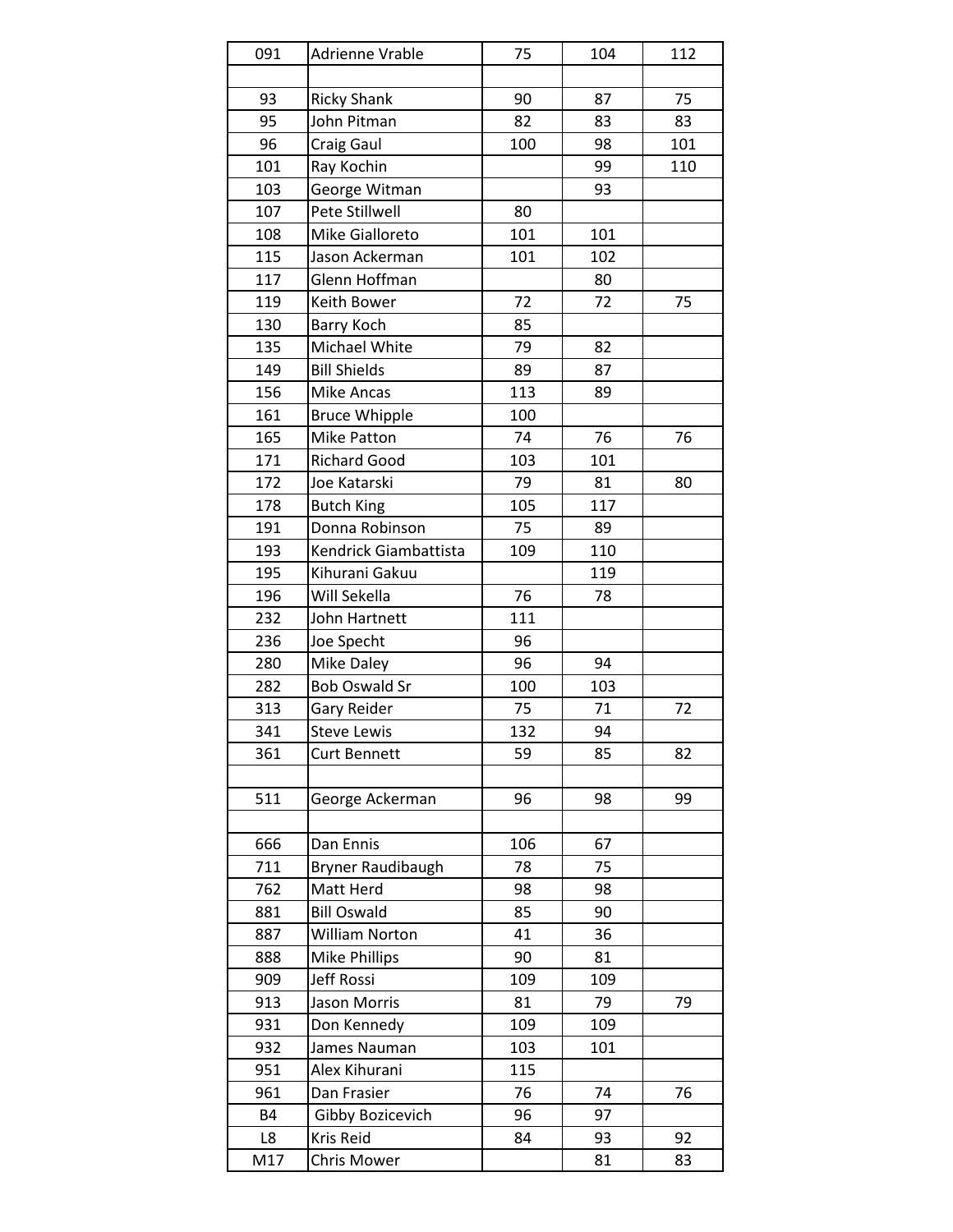| | | | | |
|---|---|---|---|---|
| 091 | Adrienne Vrable | 75 | 104 | 112 |
| | | | | |
| 93 | Ricky Shank | 90 | 87 | 75 |
| 95 | John Pitman | 82 | 83 | 83 |
| 96 | Craig Gaul | 100 | 98 | 101 |
| 101 | Ray Kochin | | 99 | 110 |
| 103 | George Witman | | 93 | |
| 107 | Pete Stillwell | 80 | | |
| 108 | Mike Gialloreto | 101 | 101 | |
| 115 | Jason Ackerman | 101 | 102 | |
| 117 | Glenn Hoffman | | 80 | |
| 119 | Keith Bower | 72 | 72 | 75 |
| 130 | Barry Koch | 85 | | |
| 135 | Michael White | 79 | 82 | |
| 149 | Bill Shields | 89 | 87 | |
| 156 | Mike Ancas | 113 | 89 | |
| 161 | Bruce Whipple | 100 | | |
| 165 | Mike Patton | 74 | 76 | 76 |
| 171 | Richard Good | 103 | 101 | |
| 172 | Joe Katarski | 79 | 81 | 80 |
| 178 | Butch King | 105 | 117 | |
| 191 | Donna Robinson | 75 | 89 | |
| 193 | Kendrick Giambattista | 109 | 110 | |
| 195 | Kihurani Gakuu | | 119 | |
| 196 | Will Sekella | 76 | 78 | |
| 232 | John Hartnett | 111 | | |
| 236 | Joe Specht | 96 | | |
| 280 | Mike Daley | 96 | 94 | |
| 282 | Bob Oswald Sr | 100 | 103 | |
| 313 | Gary Reider | 75 | 71 | 72 |
| 341 | Steve Lewis | 132 | 94 | |
| 361 | Curt Bennett | 59 | 85 | 82 |
| | | | | |
| 511 | George Ackerman | 96 | 98 | 99 |
| | | | | |
| 666 | Dan Ennis | 106 | 67 | |
| 711 | Bryner Raudibaugh | 78 | 75 | |
| 762 | Matt Herd | 98 | 98 | |
| 881 | Bill Oswald | 85 | 90 | |
| 887 | William Norton | 41 | 36 | |
| 888 | Mike Phillips | 90 | 81 | |
| 909 | Jeff Rossi | 109 | 109 | |
| 913 | Jason Morris | 81 | 79 | 79 |
| 931 | Don Kennedy | 109 | 109 | |
| 932 | James Nauman | 103 | 101 | |
| 951 | Alex Kihurani | 115 | | |
| 961 | Dan Frasier | 76 | 74 | 76 |
| B4 | Gibby Bozicevich | 96 | 97 | |
| L8 | Kris Reid | 84 | 93 | 92 |
| M17 | Chris Mower | | 81 | 83 |